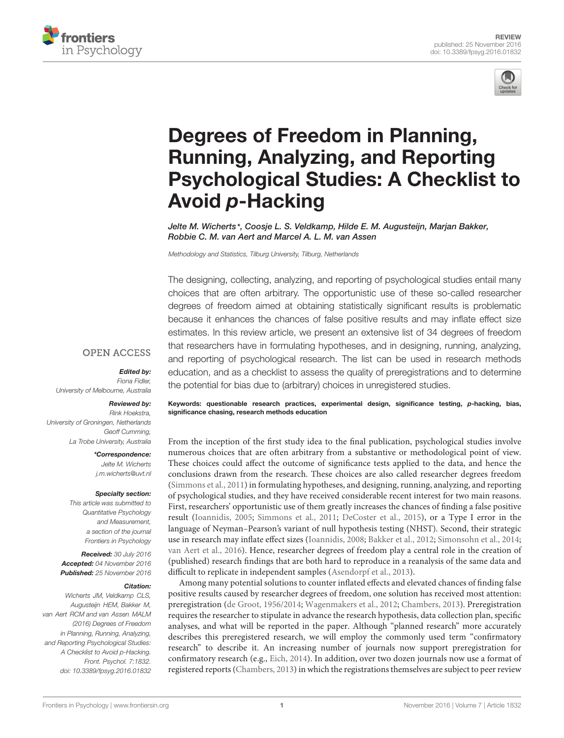REVIEW
published: 25 November 2016
doi: 10.3389/fpsyg.2016.01832

# Degrees of Freedom in Planning, Running, Analyzing, and Reporting Psychological Studies: A Checklist to Avoid *p*-Hacking

*Jelte M. Wicherts\*, Coosje L. S. Veldkamp, Hilde E. M. Augusteijn, Marjan Bakker, Robbie C. M. van Aert and Marcel A. L. M. van Assen*

*Methodology and Statistics, Tilburg University, Tilburg, Netherlands*

OPEN ACCESS

***Edited by:***
Fiona Fidler,
University of Melbourne, Australia

***Reviewed by:***
Rink Hoekstra,
University of Groningen, Netherlands
Geoff Cumming,
La Trobe University, Australia

***\*Correspondence:***
Jelte M. Wicherts
j.m.wicherts@uvt.nl

***Specialty section:***
This article was submitted to Quantitative Psychology and Measurement, a section of the journal Frontiers in Psychology

***Received:*** 30 July 2016
***Accepted:*** 04 November 2016
***Published:*** 25 November 2016

***Citation:***
Wicherts JM, Veldkamp CLS, Augusteijn HEM, Bakker M, van Aert RCM and van Assen MALM (2016) Degrees of Freedom in Planning, Running, Analyzing, and Reporting Psychological Studies: A Checklist to Avoid p-Hacking. Front. Psychol. 7:1832. doi: 10.3389/fpsyg.2016.01832

The designing, collecting, analyzing, and reporting of psychological studies entail many choices that are often arbitrary. The opportunistic use of these so-called researcher degrees of freedom aimed at obtaining statistically significant results is problematic because it enhances the chances of false positive results and may inflate effect size estimates. In this review article, we present an extensive list of 34 degrees of freedom that researchers have in formulating hypotheses, and in designing, running, analyzing, and reporting of psychological research. The list can be used in research methods education, and as a checklist to assess the quality of preregistrations and to determine the potential for bias due to (arbitrary) choices in unregistered studies.

**Keywords: questionable research practices, experimental design, significance testing, *p*-hacking, bias, significance chasing, research methods education**

From the inception of the first study idea to the final publication, psychological studies involve numerous choices that are often arbitrary from a substantive or methodological point of view. These choices could affect the outcome of significance tests applied to the data, and hence the conclusions drawn from the research. These choices are also called researcher degrees freedom (Simmons et al., 2011) in formulating hypotheses, and designing, running, analyzing, and reporting of psychological studies, and they have received considerable recent interest for two main reasons. First, researchers' opportunistic use of them greatly increases the chances of finding a false positive result (Ioannidis, 2005; Simmons et al., 2011; DeCoster et al., 2015), or a Type I error in the language of Neyman–Pearson's variant of null hypothesis testing (NHST). Second, their strategic use in research may inflate effect sizes (Ioannidis, 2008; Bakker et al., 2012; Simonsohn et al., 2014; van Aert et al., 2016). Hence, researcher degrees of freedom play a central role in the creation of (published) research findings that are both hard to reproduce in a reanalysis of the same data and difficult to replicate in independent samples (Asendorpf et al., 2013).

Among many potential solutions to counter inflated effects and elevated chances of finding false positive results caused by researcher degrees of freedom, one solution has received most attention: preregistration (de Groot, 1956/2014; Wagenmakers et al., 2012; Chambers, 2013). Preregistration requires the researcher to stipulate in advance the research hypothesis, data collection plan, specific analyses, and what will be reported in the paper. Although "planned research" more accurately describes this preregistered research, we will employ the commonly used term "confirmatory research" to describe it. An increasing number of journals now support preregistration for confirmatory research (e.g., Eich, 2014). In addition, over two dozen journals now use a format of registered reports (Chambers, 2013) in which the registrations themselves are subject to peer review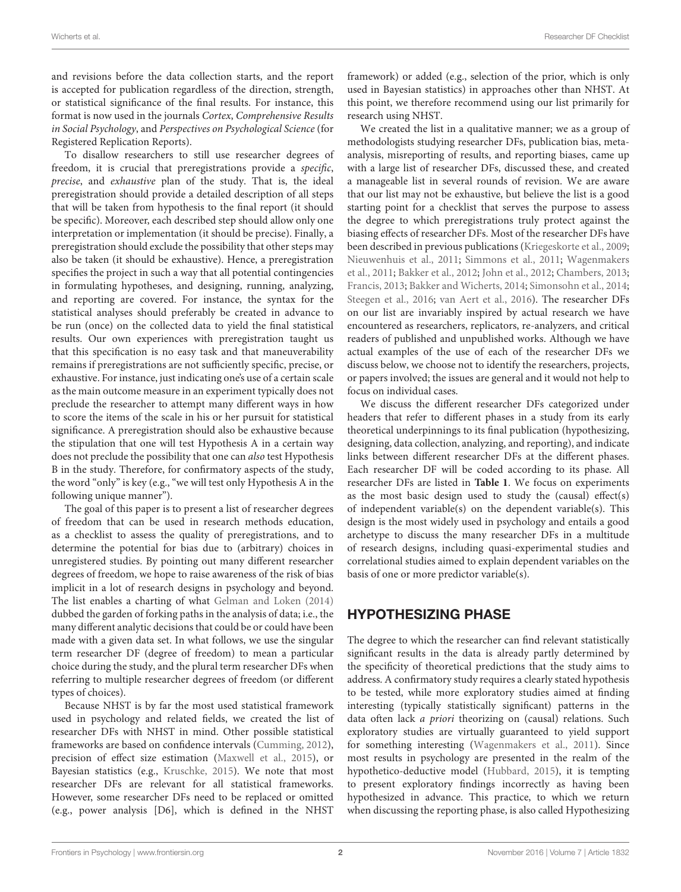and revisions before the data collection starts, and the report is accepted for publication regardless of the direction, strength, or statistical significance of the final results. For instance, this format is now used in the journals *Cortex*, *Comprehensive Results in Social Psychology*, and *Perspectives on Psychological Science* (for Registered Replication Reports).

To disallow researchers to still use researcher degrees of freedom, it is crucial that preregistrations provide a *specific*, *precise*, and *exhaustive* plan of the study. That is, the ideal preregistration should provide a detailed description of all steps that will be taken from hypothesis to the final report (it should be specific). Moreover, each described step should allow only one interpretation or implementation (it should be precise). Finally, a preregistration should exclude the possibility that other steps may also be taken (it should be exhaustive). Hence, a preregistration specifies the project in such a way that all potential contingencies in formulating hypotheses, and designing, running, analyzing, and reporting are covered. For instance, the syntax for the statistical analyses should preferably be created in advance to be run (once) on the collected data to yield the final statistical results. Our own experiences with preregistration taught us that this specification is no easy task and that maneuverability remains if preregistrations are not sufficiently specific, precise, or exhaustive. For instance, just indicating one's use of a certain scale as the main outcome measure in an experiment typically does not preclude the researcher to attempt many different ways in how to score the items of the scale in his or her pursuit for statistical significance. A preregistration should also be exhaustive because the stipulation that one will test Hypothesis A in a certain way does not preclude the possibility that one can *also* test Hypothesis B in the study. Therefore, for confirmatory aspects of the study, the word "only" is key (e.g., "we will test only Hypothesis A in the following unique manner").

The goal of this paper is to present a list of researcher degrees of freedom that can be used in research methods education, as a checklist to assess the quality of preregistrations, and to determine the potential for bias due to (arbitrary) choices in unregistered studies. By pointing out many different researcher degrees of freedom, we hope to raise awareness of the risk of bias implicit in a lot of research designs in psychology and beyond. The list enables a charting of what Gelman and Loken (2014) dubbed the garden of forking paths in the analysis of data; i.e., the many different analytic decisions that could be or could have been made with a given data set. In what follows, we use the singular term researcher DF (degree of freedom) to mean a particular choice during the study, and the plural term researcher DFs when referring to multiple researcher degrees of freedom (or different types of choices).

Because NHST is by far the most used statistical framework used in psychology and related fields, we created the list of researcher DFs with NHST in mind. Other possible statistical frameworks are based on confidence intervals (Cumming, 2012), precision of effect size estimation (Maxwell et al., 2015), or Bayesian statistics (e.g., Kruschke, 2015). We note that most researcher DFs are relevant for all statistical frameworks. However, some researcher DFs need to be replaced or omitted (e.g., power analysis [D6], which is defined in the NHST framework) or added (e.g., selection of the prior, which is only used in Bayesian statistics) in approaches other than NHST. At this point, we therefore recommend using our list primarily for research using NHST.

We created the list in a qualitative manner; we as a group of methodologists studying researcher DFs, publication bias, meta-analysis, misreporting of results, and reporting biases, came up with a large list of researcher DFs, discussed these, and created a manageable list in several rounds of revision. We are aware that our list may not be exhaustive, but believe the list is a good starting point for a checklist that serves the purpose to assess the degree to which preregistrations truly protect against the biasing effects of researcher DFs. Most of the researcher DFs have been described in previous publications (Kriegeskorte et al., 2009; Nieuwenhuis et al., 2011; Simmons et al., 2011; Wagenmakers et al., 2011; Bakker et al., 2012; John et al., 2012; Chambers, 2013; Francis, 2013; Bakker and Wicherts, 2014; Simonsohn et al., 2014; Steegen et al., 2016; van Aert et al., 2016). The researcher DFs on our list are invariably inspired by actual research we have encountered as researchers, replicators, re-analyzers, and critical readers of published and unpublished works. Although we have actual examples of the use of each of the researcher DFs we discuss below, we choose not to identify the researchers, projects, or papers involved; the issues are general and it would not help to focus on individual cases.

We discuss the different researcher DFs categorized under headers that refer to different phases in a study from its early theoretical underpinnings to its final publication (hypothesizing, designing, data collection, analyzing, and reporting), and indicate links between different researcher DFs at the different phases. Each researcher DF will be coded according to its phase. All researcher DFs are listed in **Table 1**. We focus on experiments as the most basic design used to study the (causal) effect(s) of independent variable(s) on the dependent variable(s). This design is the most widely used in psychology and entails a good archetype to discuss the many researcher DFs in a multitude of research designs, including quasi-experimental studies and correlational studies aimed to explain dependent variables on the basis of one or more predictor variable(s).

## HYPOTHESIZING PHASE

The degree to which the researcher can find relevant statistically significant results in the data is already partly determined by the specificity of theoretical predictions that the study aims to address. A confirmatory study requires a clearly stated hypothesis to be tested, while more exploratory studies aimed at finding interesting (typically statistically significant) patterns in the data often lack *a priori* theorizing on (causal) relations. Such exploratory studies are virtually guaranteed to yield support for something interesting (Wagenmakers et al., 2011). Since most results in psychology are presented in the realm of the hypothetico-deductive model (Hubbard, 2015), it is tempting to present exploratory findings incorrectly as having been hypothesized in advance. This practice, to which we return when discussing the reporting phase, is also called Hypothesizing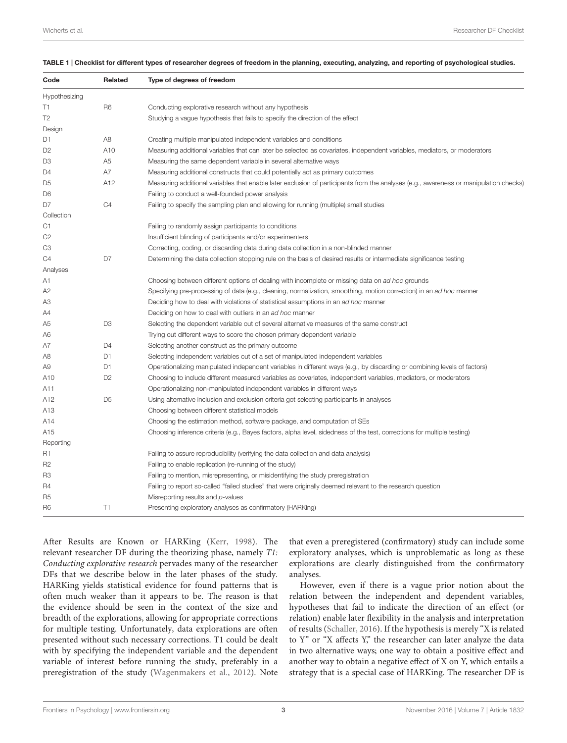**TABLE 1 | Checklist for different types of researcher degrees of freedom in the planning, executing, analyzing, and reporting of psychological studies.**

| Code | Related | Type of degrees of freedom |
|---|---|---|
| Hypothesizing | | |
| T1 | R6 | Conducting explorative research without any hypothesis |
| T2 | | Studying a vague hypothesis that fails to specify the direction of the effect |
| Design | | |
| D1 | A8 | Creating multiple manipulated independent variables and conditions |
| D2 | A10 | Measuring additional variables that can later be selected as covariates, independent variables, mediators, or moderators |
| D3 | A5 | Measuring the same dependent variable in several alternative ways |
| D4 | A7 | Measuring additional constructs that could potentially act as primary outcomes |
| D5 | A12 | Measuring additional variables that enable later exclusion of participants from the analyses (e.g., awareness or manipulation checks) |
| D6 | | Failing to conduct a well-founded power analysis |
| D7 | C4 | Failing to specify the sampling plan and allowing for running (multiple) small studies |
| Collection | | |
| C1 | | Failing to randomly assign participants to conditions |
| C2 | | Insufficient blinding of participants and/or experimenters |
| C3 | | Correcting, coding, or discarding data during data collection in a non-blinded manner |
| C4 | D7 | Determining the data collection stopping rule on the basis of desired results or intermediate significance testing |
| Analyses | | |
| A1 | | Choosing between different options of dealing with incomplete or missing data on *ad hoc* grounds |
| A2 | | Specifying pre-processing of data (e.g., cleaning, normalization, smoothing, motion correction) in an *ad hoc* manner |
| A3 | | Deciding how to deal with violations of statistical assumptions in an *ad hoc* manner |
| A4 | | Deciding on how to deal with outliers in an *ad hoc* manner |
| A5 | D3 | Selecting the dependent variable out of several alternative measures of the same construct |
| A6 | | Trying out different ways to score the chosen primary dependent variable |
| A7 | D4 | Selecting another construct as the primary outcome |
| A8 | D1 | Selecting independent variables out of a set of manipulated independent variables |
| A9 | D1 | Operationalizing manipulated independent variables in different ways (e.g., by discarding or combining levels of factors) |
| A10 | D2 | Choosing to include different measured variables as covariates, independent variables, mediators, or moderators |
| A11 | | Operationalizing non-manipulated independent variables in different ways |
| A12 | D5 | Using alternative inclusion and exclusion criteria got selecting participants in analyses |
| A13 | | Choosing between different statistical models |
| A14 | | Choosing the estimation method, software package, and computation of SEs |
| A15 | | Choosing inference criteria (e.g., Bayes factors, alpha level, sidedness of the test, corrections for multiple testing) |
| Reporting | | |
| R1 | | Failing to assure reproducibility (verifying the data collection and data analysis) |
| R2 | | Failing to enable replication (re-running of the study) |
| R3 | | Failing to mention, misrepresenting, or misidentifying the study preregistration |
| R4 | | Failing to report so-called "failed studies" that were originally deemed relevant to the research question |
| R5 | | Misreporting results and *p*-values |
| R6 | T1 | Presenting exploratory analyses as confirmatory (HARKing) |

After Results are Known or HARKing (Kerr, 1998). The relevant researcher DF during the theorizing phase, namely *T1: Conducting explorative research* pervades many of the researcher DFs that we describe below in the later phases of the study. HARKing yields statistical evidence for found patterns that is often much weaker than it appears to be. The reason is that the evidence should be seen in the context of the size and breadth of the explorations, allowing for appropriate corrections for multiple testing. Unfortunately, data explorations are often presented without such necessary corrections. T1 could be dealt with by specifying the independent variable and the dependent variable of interest before running the study, preferably in a preregistration of the study (Wagenmakers et al., 2012). Note that even a preregistered (confirmatory) study can include some exploratory analyses, which is unproblematic as long as these explorations are clearly distinguished from the confirmatory analyses.

However, even if there is a vague prior notion about the relation between the independent and dependent variables, hypotheses that fail to indicate the direction of an effect (or relation) enable later flexibility in the analysis and interpretation of results (Schaller, 2016). If the hypothesis is merely "X is related to Y" or "X affects Y," the researcher can later analyze the data in two alternative ways; one way to obtain a positive effect and another way to obtain a negative effect of X on Y, which entails a strategy that is a special case of HARKing. The researcher DF is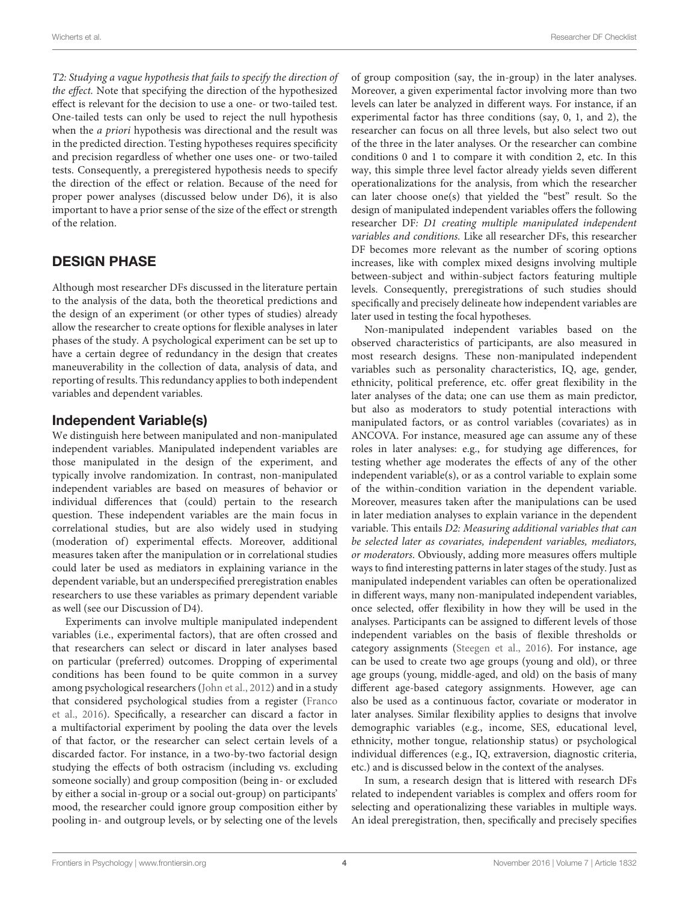*T2: Studying a vague hypothesis that fails to specify the direction of the effect.* Note that specifying the direction of the hypothesized effect is relevant for the decision to use a one- or two-tailed test. One-tailed tests can only be used to reject the null hypothesis when the *a priori* hypothesis was directional and the result was in the predicted direction. Testing hypotheses requires specificity and precision regardless of whether one uses one- or two-tailed tests. Consequently, a preregistered hypothesis needs to specify the direction of the effect or relation. Because of the need for proper power analyses (discussed below under D6), it is also important to have a prior sense of the size of the effect or strength of the relation.

## DESIGN PHASE

Although most researcher DFs discussed in the literature pertain to the analysis of the data, both the theoretical predictions and the design of an experiment (or other types of studies) already allow the researcher to create options for flexible analyses in later phases of the study. A psychological experiment can be set up to have a certain degree of redundancy in the design that creates maneuverability in the collection of data, analysis of data, and reporting of results. This redundancy applies to both independent variables and dependent variables.

### Independent Variable(s)

We distinguish here between manipulated and non-manipulated independent variables. Manipulated independent variables are those manipulated in the design of the experiment, and typically involve randomization. In contrast, non-manipulated independent variables are based on measures of behavior or individual differences that (could) pertain to the research question. These independent variables are the main focus in correlational studies, but are also widely used in studying (moderation of) experimental effects. Moreover, additional measures taken after the manipulation or in correlational studies could later be used as mediators in explaining variance in the dependent variable, but an underspecified preregistration enables researchers to use these variables as primary dependent variable as well (see our Discussion of D4).

Experiments can involve multiple manipulated independent variables (i.e., experimental factors), that are often crossed and that researchers can select or discard in later analyses based on particular (preferred) outcomes. Dropping of experimental conditions has been found to be quite common in a survey among psychological researchers (John et al., 2012) and in a study that considered psychological studies from a register (Franco et al., 2016). Specifically, a researcher can discard a factor in a multifactorial experiment by pooling the data over the levels of that factor, or the researcher can select certain levels of a discarded factor. For instance, in a two-by-two factorial design studying the effects of both ostracism (including vs. excluding someone socially) and group composition (being in- or excluded by either a social in-group or a social out-group) on participants' mood, the researcher could ignore group composition either by pooling in- and outgroup levels, or by selecting one of the levels of group composition (say, the in-group) in the later analyses. Moreover, a given experimental factor involving more than two levels can later be analyzed in different ways. For instance, if an experimental factor has three conditions (say, 0, 1, and 2), the researcher can focus on all three levels, but also select two out of the three in the later analyses. Or the researcher can combine conditions 0 and 1 to compare it with condition 2, etc. In this way, this simple three level factor already yields seven different operationalizations for the analysis, from which the researcher can later choose one(s) that yielded the "best" result. So the design of manipulated independent variables offers the following researcher DF*: D1 creating multiple manipulated independent variables and conditions.* Like all researcher DFs, this researcher DF becomes more relevant as the number of scoring options increases, like with complex mixed designs involving multiple between-subject and within-subject factors featuring multiple levels. Consequently, preregistrations of such studies should specifically and precisely delineate how independent variables are later used in testing the focal hypotheses.

Non-manipulated independent variables based on the observed characteristics of participants, are also measured in most research designs. These non-manipulated independent variables such as personality characteristics, IQ, age, gender, ethnicity, political preference, etc. offer great flexibility in the later analyses of the data; one can use them as main predictor, but also as moderators to study potential interactions with manipulated factors, or as control variables (covariates) as in ANCOVA. For instance, measured age can assume any of these roles in later analyses: e.g., for studying age differences, for testing whether age moderates the effects of any of the other independent variable(s), or as a control variable to explain some of the within-condition variation in the dependent variable. Moreover, measures taken after the manipulations can be used in later mediation analyses to explain variance in the dependent variable. This entails *D2: Measuring additional variables that can be selected later as covariates, independent variables, mediators, or moderators.* Obviously, adding more measures offers multiple ways to find interesting patterns in later stages of the study. Just as manipulated independent variables can often be operationalized in different ways, many non-manipulated independent variables, once selected, offer flexibility in how they will be used in the analyses. Participants can be assigned to different levels of those independent variables on the basis of flexible thresholds or category assignments (Steegen et al., 2016). For instance, age can be used to create two age groups (young and old), or three age groups (young, middle-aged, and old) on the basis of many different age-based category assignments. However, age can also be used as a continuous factor, covariate or moderator in later analyses. Similar flexibility applies to designs that involve demographic variables (e.g., income, SES, educational level, ethnicity, mother tongue, relationship status) or psychological individual differences (e.g., IQ, extraversion, diagnostic criteria, etc.) and is discussed below in the context of the analyses.

In sum, a research design that is littered with research DFs related to independent variables is complex and offers room for selecting and operationalizing these variables in multiple ways. An ideal preregistration, then, specifically and precisely specifies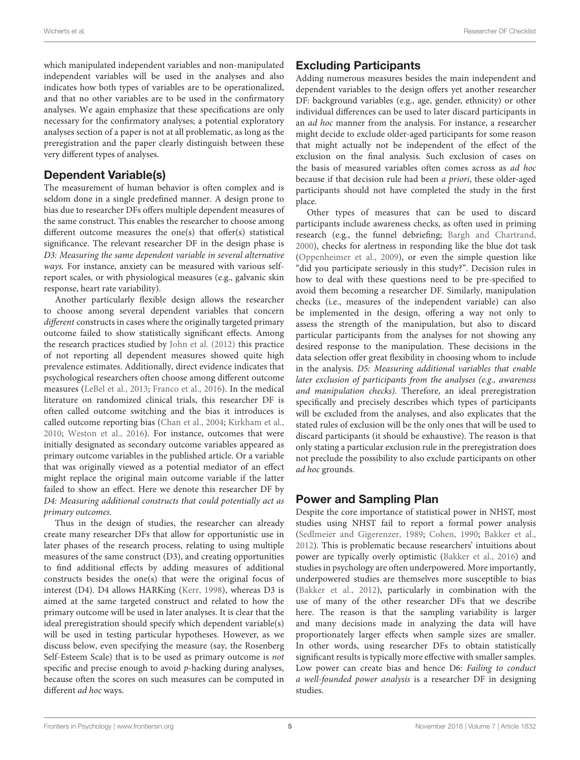which manipulated independent variables and non-manipulated independent variables will be used in the analyses and also indicates how both types of variables are to be operationalized, and that no other variables are to be used in the confirmatory analyses. We again emphasize that these specifications are only necessary for the confirmatory analyses; a potential exploratory analyses section of a paper is not at all problematic, as long as the preregistration and the paper clearly distinguish between these very different types of analyses.

## Dependent Variable(s)

The measurement of human behavior is often complex and is seldom done in a single predefined manner. A design prone to bias due to researcher DFs offers multiple dependent measures of the same construct. This enables the researcher to choose among different outcome measures the one(s) that offer(s) statistical significance. The relevant researcher DF in the design phase is *D3: Measuring the same dependent variable in several alternative ways*. For instance, anxiety can be measured with various self-report scales, or with physiological measures (e.g., galvanic skin response, heart rate variability).

Another particularly flexible design allows the researcher to choose among several dependent variables that concern *different* constructs in cases where the originally targeted primary outcome failed to show statistically significant effects. Among the research practices studied by John et al. (2012) this practice of not reporting all dependent measures showed quite high prevalence estimates. Additionally, direct evidence indicates that psychological researchers often choose among different outcome measures (LeBel et al., 2013; Franco et al., 2016). In the medical literature on randomized clinical trials, this researcher DF is often called outcome switching and the bias it introduces is called outcome reporting bias (Chan et al., 2004; Kirkham et al., 2010; Weston et al., 2016). For instance, outcomes that were initially designated as secondary outcome variables appeared as primary outcome variables in the published article. Or a variable that was originally viewed as a potential mediator of an effect might replace the original main outcome variable if the latter failed to show an effect. Here we denote this researcher DF by *D4: Measuring additional constructs that could potentially act as primary outcomes.*

Thus in the design of studies, the researcher can already create many researcher DFs that allow for opportunistic use in later phases of the research process, relating to using multiple measures of the same construct (D3), and creating opportunities to find additional effects by adding measures of additional constructs besides the one(s) that were the original focus of interest (D4). D4 allows HARKing (Kerr, 1998), whereas D3 is aimed at the same targeted construct and related to how the primary outcome will be used in later analyses. It is clear that the ideal preregistration should specify which dependent variable(s) will be used in testing particular hypotheses. However, as we discuss below, even specifying the measure (say, the Rosenberg Self-Esteem Scale) that is to be used as primary outcome is *not* specific and precise enough to avoid *p*-hacking during analyses, because often the scores on such measures can be computed in different *ad hoc* ways.

## Excluding Participants

Adding numerous measures besides the main independent and dependent variables to the design offers yet another researcher DF: background variables (e.g., age, gender, ethnicity) or other individual differences can be used to later discard participants in an *ad hoc* manner from the analysis. For instance, a researcher might decide to exclude older-aged participants for some reason that might actually not be independent of the effect of the exclusion on the final analysis. Such exclusion of cases on the basis of measured variables often comes across as *ad hoc* because if that decision rule had been *a priori*, these older-aged participants should not have completed the study in the first place.

Other types of measures that can be used to discard participants include awareness checks, as often used in priming research (e.g., the funnel debriefing; Bargh and Chartrand, 2000), checks for alertness in responding like the blue dot task (Oppenheimer et al., 2009), or even the simple question like "did you participate seriously in this study?". Decision rules in how to deal with these questions need to be pre-specified to avoid them becoming a researcher DF. Similarly, manipulation checks (i.e., measures of the independent variable) can also be implemented in the design, offering a way not only to assess the strength of the manipulation, but also to discard particular participants from the analyses for not showing any desired response to the manipulation. These decisions in the data selection offer great flexibility in choosing whom to include in the analysis. *D5: Measuring additional variables that enable later exclusion of participants from the analyses (e.g., awareness and manipulation checks).* Therefore, an ideal preregistration specifically and precisely describes which types of participants will be excluded from the analyses, and also explicates that the stated rules of exclusion will be the only ones that will be used to discard participants (it should be exhaustive). The reason is that only stating a particular exclusion rule in the preregistration does not preclude the possibility to also exclude participants on other *ad hoc* grounds.

## Power and Sampling Plan

Despite the core importance of statistical power in NHST, most studies using NHST fail to report a formal power analysis (Sedlmeier and Gigerenzer, 1989; Cohen, 1990; Bakker et al., 2012). This is problematic because researchers' intuitions about power are typically overly optimistic (Bakker et al., 2016) and studies in psychology are often underpowered. More importantly, underpowered studies are themselves more susceptible to bias (Bakker et al., 2012), particularly in combination with the use of many of the other researcher DFs that we describe here. The reason is that the sampling variability is larger and many decisions made in analyzing the data will have proportionately larger effects when sample sizes are smaller. In other words, using researcher DFs to obtain statistically significant results is typically more effective with smaller samples. Low power can create bias and hence D6: *Failing to conduct a well-founded power analysis* is a researcher DF in designing studies.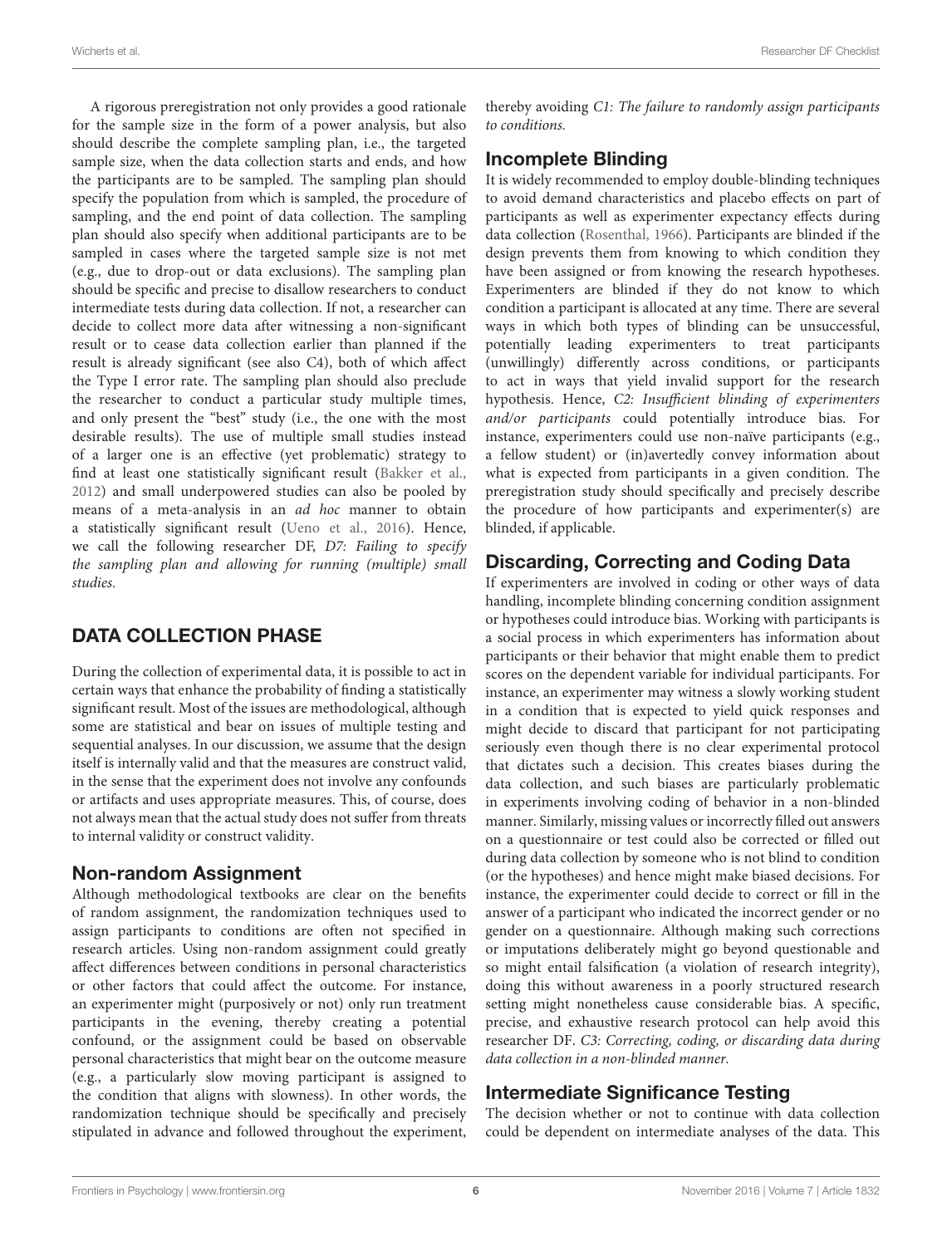A rigorous preregistration not only provides a good rationale for the sample size in the form of a power analysis, but also should describe the complete sampling plan, i.e., the targeted sample size, when the data collection starts and ends, and how the participants are to be sampled. The sampling plan should specify the population from which is sampled, the procedure of sampling, and the end point of data collection. The sampling plan should also specify when additional participants are to be sampled in cases where the targeted sample size is not met (e.g., due to drop-out or data exclusions). The sampling plan should be specific and precise to disallow researchers to conduct intermediate tests during data collection. If not, a researcher can decide to collect more data after witnessing a non-significant result or to cease data collection earlier than planned if the result is already significant (see also C4), both of which affect the Type I error rate. The sampling plan should also preclude the researcher to conduct a particular study multiple times, and only present the "best" study (i.e., the one with the most desirable results). The use of multiple small studies instead of a larger one is an effective (yet problematic) strategy to find at least one statistically significant result (Bakker et al., 2012) and small underpowered studies can also be pooled by means of a meta-analysis in an *ad hoc* manner to obtain a statistically significant result (Ueno et al., 2016). Hence, we call the following researcher DF, *D7: Failing to specify the sampling plan and allowing for running (multiple) small studies.*

## DATA COLLECTION PHASE

During the collection of experimental data, it is possible to act in certain ways that enhance the probability of finding a statistically significant result. Most of the issues are methodological, although some are statistical and bear on issues of multiple testing and sequential analyses. In our discussion, we assume that the design itself is internally valid and that the measures are construct valid, in the sense that the experiment does not involve any confounds or artifacts and uses appropriate measures. This, of course, does not always mean that the actual study does not suffer from threats to internal validity or construct validity.

### Non-random Assignment

Although methodological textbooks are clear on the benefits of random assignment, the randomization techniques used to assign participants to conditions are often not specified in research articles. Using non-random assignment could greatly affect differences between conditions in personal characteristics or other factors that could affect the outcome. For instance, an experimenter might (purposively or not) only run treatment participants in the evening, thereby creating a potential confound, or the assignment could be based on observable personal characteristics that might bear on the outcome measure (e.g., a particularly slow moving participant is assigned to the condition that aligns with slowness). In other words, the randomization technique should be specifically and precisely stipulated in advance and followed throughout the experiment, thereby avoiding *C1: The failure to randomly assign participants to conditions.*

### Incomplete Blinding

It is widely recommended to employ double-blinding techniques to avoid demand characteristics and placebo effects on part of participants as well as experimenter expectancy effects during data collection (Rosenthal, 1966). Participants are blinded if the design prevents them from knowing to which condition they have been assigned or from knowing the research hypotheses. Experimenters are blinded if they do not know to which condition a participant is allocated at any time. There are several ways in which both types of blinding can be unsuccessful, potentially leading experimenters to treat participants (unwillingly) differently across conditions, or participants to act in ways that yield invalid support for the research hypothesis. Hence, *C2: Insufficient blinding of experimenters and/or participants* could potentially introduce bias. For instance, experimenters could use non-naïve participants (e.g., a fellow student) or (in)avertedly convey information about what is expected from participants in a given condition. The preregistration study should specifically and precisely describe the procedure of how participants and experimenter(s) are blinded, if applicable.

### Discarding, Correcting and Coding Data

If experimenters are involved in coding or other ways of data handling, incomplete blinding concerning condition assignment or hypotheses could introduce bias. Working with participants is a social process in which experimenters has information about participants or their behavior that might enable them to predict scores on the dependent variable for individual participants. For instance, an experimenter may witness a slowly working student in a condition that is expected to yield quick responses and might decide to discard that participant for not participating seriously even though there is no clear experimental protocol that dictates such a decision. This creates biases during the data collection, and such biases are particularly problematic in experiments involving coding of behavior in a non-blinded manner. Similarly, missing values or incorrectly filled out answers on a questionnaire or test could also be corrected or filled out during data collection by someone who is not blind to condition (or the hypotheses) and hence might make biased decisions. For instance, the experimenter could decide to correct or fill in the answer of a participant who indicated the incorrect gender or no gender on a questionnaire. Although making such corrections or imputations deliberately might go beyond questionable and so might entail falsification (a violation of research integrity), doing this without awareness in a poorly structured research setting might nonetheless cause considerable bias. A specific, precise, and exhaustive research protocol can help avoid this researcher DF. *C3: Correcting, coding, or discarding data during data collection in a non-blinded manner.*

### Intermediate Significance Testing

The decision whether or not to continue with data collection could be dependent on intermediate analyses of the data. This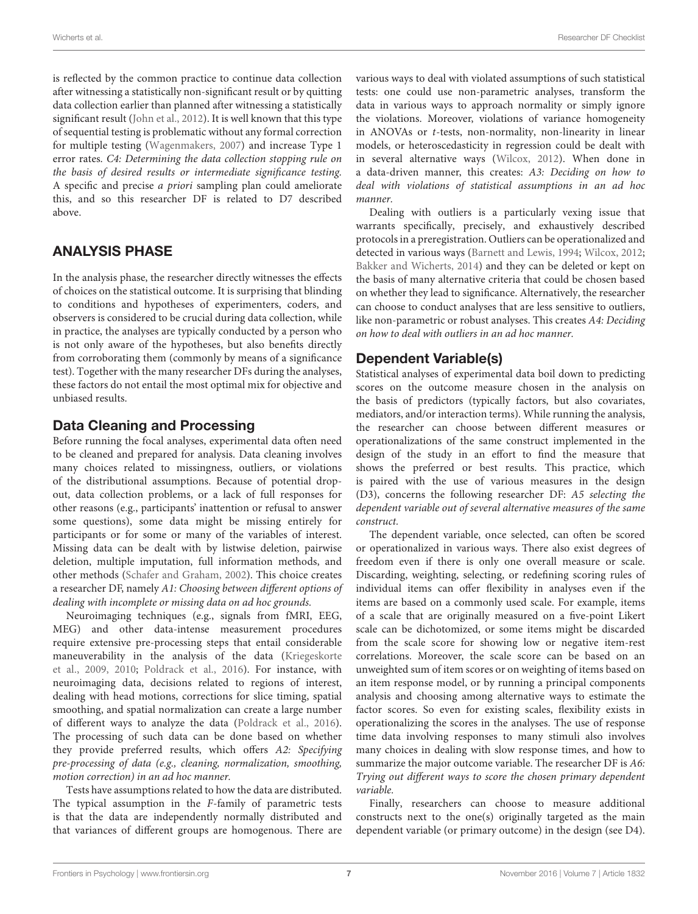is reflected by the common practice to continue data collection after witnessing a statistically non-significant result or by quitting data collection earlier than planned after witnessing a statistically significant result (John et al., 2012). It is well known that this type of sequential testing is problematic without any formal correction for multiple testing (Wagenmakers, 2007) and increase Type 1 error rates. *C4: Determining the data collection stopping rule on the basis of desired results or intermediate significance testing.* A specific and precise *a priori* sampling plan could ameliorate this, and so this researcher DF is related to D7 described above.

## ANALYSIS PHASE

In the analysis phase, the researcher directly witnesses the effects of choices on the statistical outcome. It is surprising that blinding to conditions and hypotheses of experimenters, coders, and observers is considered to be crucial during data collection, while in practice, the analyses are typically conducted by a person who is not only aware of the hypotheses, but also benefits directly from corroborating them (commonly by means of a significance test). Together with the many researcher DFs during the analyses, these factors do not entail the most optimal mix for objective and unbiased results.

### Data Cleaning and Processing

Before running the focal analyses, experimental data often need to be cleaned and prepared for analysis. Data cleaning involves many choices related to missingness, outliers, or violations of the distributional assumptions. Because of potential drop-out, data collection problems, or a lack of full responses for other reasons (e.g., participants' inattention or refusal to answer some questions), some data might be missing entirely for participants or for some or many of the variables of interest. Missing data can be dealt with by listwise deletion, pairwise deletion, multiple imputation, full information methods, and other methods (Schafer and Graham, 2002). This choice creates a researcher DF, namely *A1: Choosing between different options of dealing with incomplete or missing data on ad hoc grounds.*

Neuroimaging techniques (e.g., signals from fMRI, EEG, MEG) and other data-intense measurement procedures require extensive pre-processing steps that entail considerable maneuverability in the analysis of the data (Kriegeskorte et al., 2009, 2010; Poldrack et al., 2016). For instance, with neuroimaging data, decisions related to regions of interest, dealing with head motions, corrections for slice timing, spatial smoothing, and spatial normalization can create a large number of different ways to analyze the data (Poldrack et al., 2016). The processing of such data can be done based on whether they provide preferred results, which offers *A2: Specifying pre-processing of data (e.g., cleaning, normalization, smoothing, motion correction) in an ad hoc manner.*

Tests have assumptions related to how the data are distributed. The typical assumption in the *F*-family of parametric tests is that the data are independently normally distributed and that variances of different groups are homogenous. There are various ways to deal with violated assumptions of such statistical tests: one could use non-parametric analyses, transform the data in various ways to approach normality or simply ignore the violations. Moreover, violations of variance homogeneity in ANOVAs or *t*-tests, non-normality, non-linearity in linear models, or heteroscedasticity in regression could be dealt with in several alternative ways (Wilcox, 2012). When done in a data-driven manner, this creates: *A3: Deciding on how to deal with violations of statistical assumptions in an ad hoc manner.*

Dealing with outliers is a particularly vexing issue that warrants specifically, precisely, and exhaustively described protocols in a preregistration. Outliers can be operationalized and detected in various ways (Barnett and Lewis, 1994; Wilcox, 2012; Bakker and Wicherts, 2014) and they can be deleted or kept on the basis of many alternative criteria that could be chosen based on whether they lead to significance. Alternatively, the researcher can choose to conduct analyses that are less sensitive to outliers, like non-parametric or robust analyses. This creates *A4: Deciding on how to deal with outliers in an ad hoc manner.*

### Dependent Variable(s)

Statistical analyses of experimental data boil down to predicting scores on the outcome measure chosen in the analysis on the basis of predictors (typically factors, but also covariates, mediators, and/or interaction terms). While running the analysis, the researcher can choose between different measures or operationalizations of the same construct implemented in the design of the study in an effort to find the measure that shows the preferred or best results. This practice, which is paired with the use of various measures in the design (D3), concerns the following researcher DF: *A5 selecting the dependent variable out of several alternative measures of the same construct.*

The dependent variable, once selected, can often be scored or operationalized in various ways. There also exist degrees of freedom even if there is only one overall measure or scale. Discarding, weighting, selecting, or redefining scoring rules of individual items can offer flexibility in analyses even if the items are based on a commonly used scale. For example, items of a scale that are originally measured on a five-point Likert scale can be dichotomized, or some items might be discarded from the scale score for showing low or negative item-rest correlations. Moreover, the scale score can be based on an unweighted sum of item scores or on weighting of items based on an item response model, or by running a principal components analysis and choosing among alternative ways to estimate the factor scores. So even for existing scales, flexibility exists in operationalizing the scores in the analyses. The use of response time data involving responses to many stimuli also involves many choices in dealing with slow response times, and how to summarize the major outcome variable. The researcher DF is *A6: Trying out different ways to score the chosen primary dependent variable.*

Finally, researchers can choose to measure additional constructs next to the one(s) originally targeted as the main dependent variable (or primary outcome) in the design (see D4).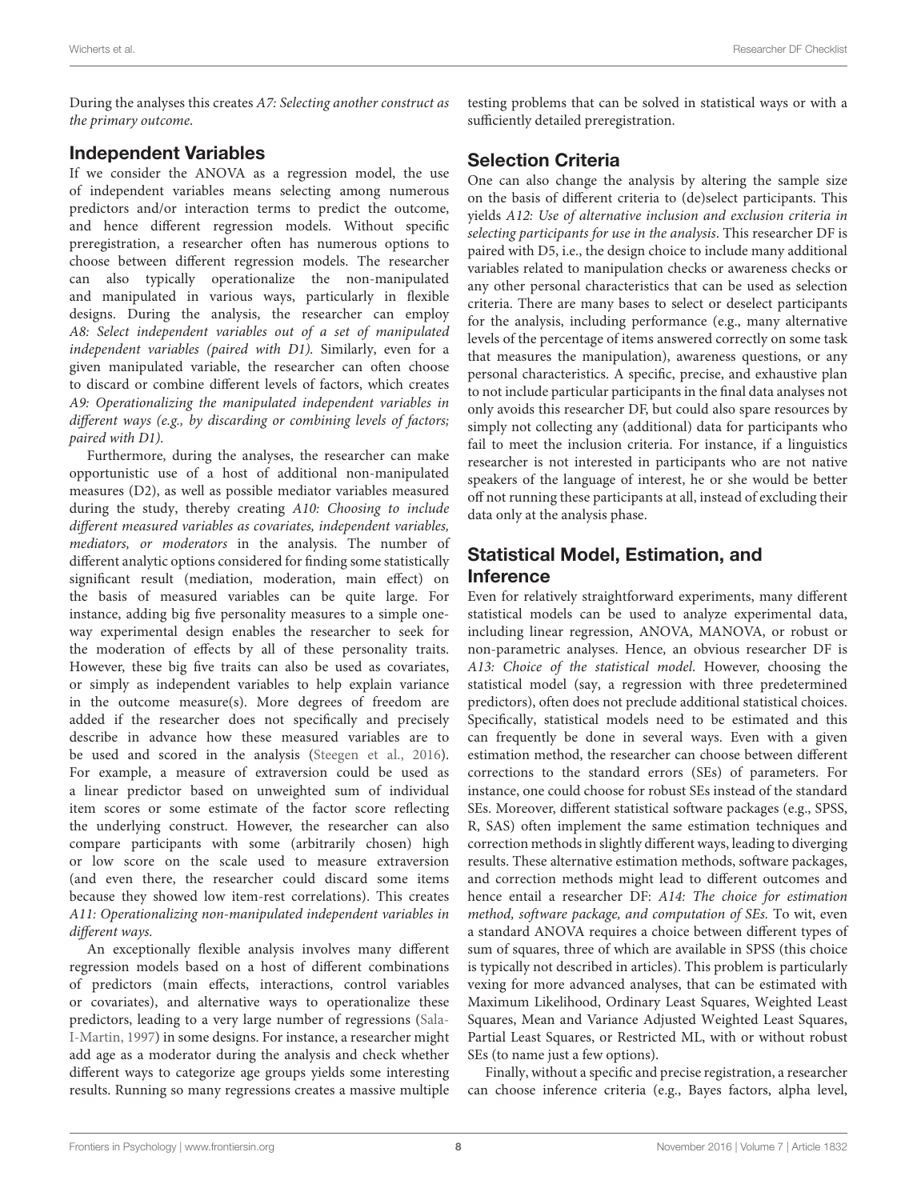During the analyses this creates *A7: Selecting another construct as the primary outcome*.

## Independent Variables

If we consider the ANOVA as a regression model, the use of independent variables means selecting among numerous predictors and/or interaction terms to predict the outcome, and hence different regression models. Without specific preregistration, a researcher often has numerous options to choose between different regression models. The researcher can also typically operationalize the non-manipulated and manipulated in various ways, particularly in flexible designs. During the analysis, the researcher can employ *A8: Select independent variables out of a set of manipulated independent variables (paired with D1)*. Similarly, even for a given manipulated variable, the researcher can often choose to discard or combine different levels of factors, which creates *A9: Operationalizing the manipulated independent variables in different ways (e.g., by discarding or combining levels of factors; paired with D1)*.

Furthermore, during the analyses, the researcher can make opportunistic use of a host of additional non-manipulated measures (D2), as well as possible mediator variables measured during the study, thereby creating *A10: Choosing to include different measured variables as covariates, independent variables, mediators, or moderators* in the analysis. The number of different analytic options considered for finding some statistically significant result (mediation, moderation, main effect) on the basis of measured variables can be quite large. For instance, adding big five personality measures to a simple one-way experimental design enables the researcher to seek for the moderation of effects by all of these personality traits. However, these big five traits can also be used as covariates, or simply as independent variables to help explain variance in the outcome measure(s). More degrees of freedom are added if the researcher does not specifically and precisely describe in advance how these measured variables are to be used and scored in the analysis (Steegen et al., 2016). For example, a measure of extraversion could be used as a linear predictor based on unweighted sum of individual item scores or some estimate of the factor score reflecting the underlying construct. However, the researcher can also compare participants with some (arbitrarily chosen) high or low score on the scale used to measure extraversion (and even there, the researcher could discard some items because they showed low item-rest correlations). This creates *A11: Operationalizing non-manipulated independent variables in different ways*.

An exceptionally flexible analysis involves many different regression models based on a host of different combinations of predictors (main effects, interactions, control variables or covariates), and alternative ways to operationalize these predictors, leading to a very large number of regressions (Sala-I-Martin, 1997) in some designs. For instance, a researcher might add age as a moderator during the analysis and check whether different ways to categorize age groups yields some interesting results. Running so many regressions creates a massive multiple testing problems that can be solved in statistical ways or with a sufficiently detailed preregistration.

## Selection Criteria

One can also change the analysis by altering the sample size on the basis of different criteria to (de)select participants. This yields *A12: Use of alternative inclusion and exclusion criteria in selecting participants for use in the analysis*. This researcher DF is paired with D5, i.e., the design choice to include many additional variables related to manipulation checks or awareness checks or any other personal characteristics that can be used as selection criteria. There are many bases to select or deselect participants for the analysis, including performance (e.g., many alternative levels of the percentage of items answered correctly on some task that measures the manipulation), awareness questions, or any personal characteristics. A specific, precise, and exhaustive plan to not include particular participants in the final data analyses not only avoids this researcher DF, but could also spare resources by simply not collecting any (additional) data for participants who fail to meet the inclusion criteria. For instance, if a linguistics researcher is not interested in participants who are not native speakers of the language of interest, he or she would be better off not running these participants at all, instead of excluding their data only at the analysis phase.

## Statistical Model, Estimation, and Inference

Even for relatively straightforward experiments, many different statistical models can be used to analyze experimental data, including linear regression, ANOVA, MANOVA, or robust or non-parametric analyses. Hence, an obvious researcher DF is *A13: Choice of the statistical model*. However, choosing the statistical model (say, a regression with three predetermined predictors), often does not preclude additional statistical choices. Specifically, statistical models need to be estimated and this can frequently be done in several ways. Even with a given estimation method, the researcher can choose between different corrections to the standard errors (SEs) of parameters. For instance, one could choose for robust SEs instead of the standard SEs. Moreover, different statistical software packages (e.g., SPSS, R, SAS) often implement the same estimation techniques and correction methods in slightly different ways, leading to diverging results. These alternative estimation methods, software packages, and correction methods might lead to different outcomes and hence entail a researcher DF: *A14: The choice for estimation method, software package, and computation of SEs.* To wit, even a standard ANOVA requires a choice between different types of sum of squares, three of which are available in SPSS (this choice is typically not described in articles). This problem is particularly vexing for more advanced analyses, that can be estimated with Maximum Likelihood, Ordinary Least Squares, Weighted Least Squares, Mean and Variance Adjusted Weighted Least Squares, Partial Least Squares, or Restricted ML, with or without robust SEs (to name just a few options).

Finally, without a specific and precise registration, a researcher can choose inference criteria (e.g., Bayes factors, alpha level,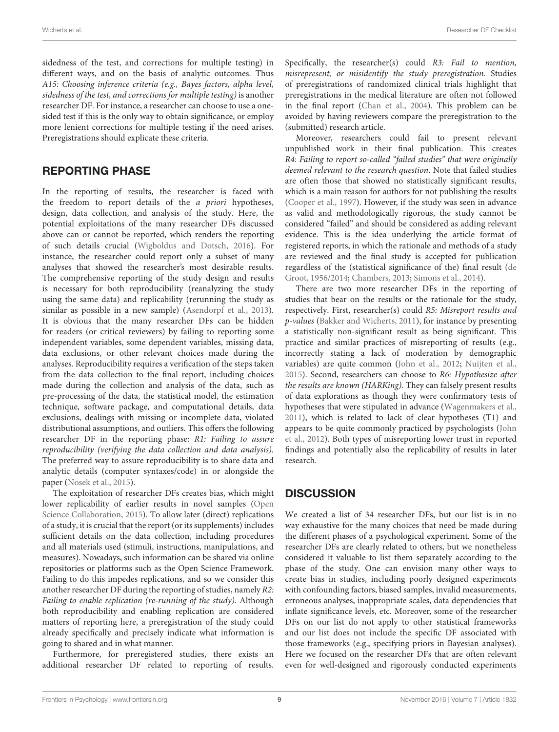sidedness of the test, and corrections for multiple testing) in different ways, and on the basis of analytic outcomes. Thus *A15: Choosing inference criteria (e.g., Bayes factors, alpha level, sidedness of the test, and corrections for multiple testing)* is another researcher DF. For instance, a researcher can choose to use a one-sided test if this is the only way to obtain significance, or employ more lenient corrections for multiple testing if the need arises. Preregistrations should explicate these criteria.

## REPORTING PHASE

In the reporting of results, the researcher is faced with the freedom to report details of the *a priori* hypotheses, design, data collection, and analysis of the study. Here, the potential exploitations of the many researcher DFs discussed above can or cannot be reported, which renders the reporting of such details crucial (Wigboldus and Dotsch, 2016). For instance, the researcher could report only a subset of many analyses that showed the researcher's most desirable results. The comprehensive reporting of the study design and results is necessary for both reproducibility (reanalyzing the study using the same data) and replicability (rerunning the study as similar as possible in a new sample) (Asendorpf et al., 2013). It is obvious that the many researcher DFs can be hidden for readers (or critical reviewers) by failing to reporting some independent variables, some dependent variables, missing data, data exclusions, or other relevant choices made during the analyses. Reproducibility requires a verification of the steps taken from the data collection to the final report, including choices made during the collection and analysis of the data, such as pre-processing of the data, the statistical model, the estimation technique, software package, and computational details, data exclusions, dealings with missing or incomplete data, violated distributional assumptions, and outliers. This offers the following researcher DF in the reporting phase: *R1: Failing to assure reproducibility (verifying the data collection and data analysis).* The preferred way to assure reproducibility is to share data and analytic details (computer syntaxes/code) in or alongside the paper (Nosek et al., 2015).

The exploitation of researcher DFs creates bias, which might lower replicability of earlier results in novel samples (Open Science Collaboration, 2015). To allow later (direct) replications of a study, it is crucial that the report (or its supplements) includes sufficient details on the data collection, including procedures and all materials used (stimuli, instructions, manipulations, and measures). Nowadays, such information can be shared via online repositories or platforms such as the Open Science Framework. Failing to do this impedes replications, and so we consider this another researcher DF during the reporting of studies, namely *R2: Failing to enable replication (re-running of the study).* Although both reproducibility and enabling replication are considered matters of reporting here, a preregistration of the study could already specifically and precisely indicate what information is going to shared and in what manner.

Furthermore, for preregistered studies, there exists an additional researcher DF related to reporting of results. Specifically, the researcher(s) could *R3: Fail to mention, misrepresent, or misidentify the study preregistration.* Studies of preregistrations of randomized clinical trials highlight that preregistrations in the medical literature are often not followed in the final report (Chan et al., 2004). This problem can be avoided by having reviewers compare the preregistration to the (submitted) research article.

Moreover, researchers could fail to present relevant unpublished work in their final publication. This creates *R4: Failing to report so-called "failed studies" that were originally deemed relevant to the research question.* Note that failed studies are often those that showed no statistically significant results, which is a main reason for authors for not publishing the results (Cooper et al., 1997). However, if the study was seen in advance as valid and methodologically rigorous, the study cannot be considered "failed" and should be considered as adding relevant evidence. This is the idea underlying the article format of registered reports, in which the rationale and methods of a study are reviewed and the final study is accepted for publication regardless of the (statistical significance of the) final result (de Groot, 1956/2014; Chambers, 2013; Simons et al., 2014).

There are two more researcher DFs in the reporting of studies that bear on the results or the rationale for the study, respectively. First, researcher(s) could *R5: Misreport results and p-values* (Bakker and Wicherts, 2011), for instance by presenting a statistically non-significant result as being significant. This practice and similar practices of misreporting of results (e.g., incorrectly stating a lack of moderation by demographic variables) are quite common (John et al., 2012; Nuijten et al., 2015). Second, researchers can choose to *R6: Hypothesize after the results are known (HARKing).* They can falsely present results of data explorations as though they were confirmatory tests of hypotheses that were stipulated in advance (Wagenmakers et al., 2011), which is related to lack of clear hypotheses (T1) and appears to be quite commonly practiced by psychologists (John et al., 2012). Both types of misreporting lower trust in reported findings and potentially also the replicability of results in later research.

## DISCUSSION

We created a list of 34 researcher DFs, but our list is in no way exhaustive for the many choices that need be made during the different phases of a psychological experiment. Some of the researcher DFs are clearly related to others, but we nonetheless considered it valuable to list them separately according to the phase of the study. One can envision many other ways to create bias in studies, including poorly designed experiments with confounding factors, biased samples, invalid measurements, erroneous analyses, inappropriate scales, data dependencies that inflate significance levels, etc. Moreover, some of the researcher DFs on our list do not apply to other statistical frameworks and our list does not include the specific DF associated with those frameworks (e.g., specifying priors in Bayesian analyses). Here we focused on the researcher DFs that are often relevant even for well-designed and rigorously conducted experiments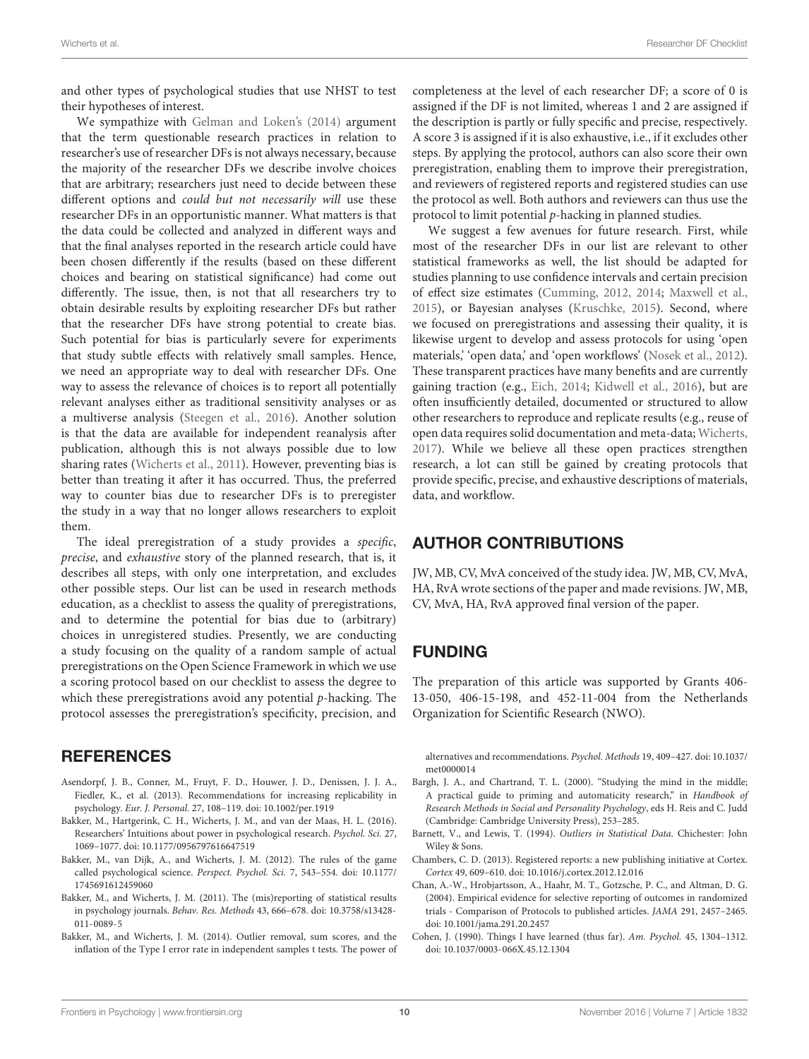and other types of psychological studies that use NHST to test their hypotheses of interest.

We sympathize with Gelman and Loken's (2014) argument that the term questionable research practices in relation to researcher's use of researcher DFs is not always necessary, because the majority of the researcher DFs we describe involve choices that are arbitrary; researchers just need to decide between these different options and *could but not necessarily will* use these researcher DFs in an opportunistic manner. What matters is that the data could be collected and analyzed in different ways and that the final analyses reported in the research article could have been chosen differently if the results (based on these different choices and bearing on statistical significance) had come out differently. The issue, then, is not that all researchers try to obtain desirable results by exploiting researcher DFs but rather that the researcher DFs have strong potential to create bias. Such potential for bias is particularly severe for experiments that study subtle effects with relatively small samples. Hence, we need an appropriate way to deal with researcher DFs. One way to assess the relevance of choices is to report all potentially relevant analyses either as traditional sensitivity analyses or as a multiverse analysis (Steegen et al., 2016). Another solution is that the data are available for independent reanalysis after publication, although this is not always possible due to low sharing rates (Wicherts et al., 2011). However, preventing bias is better than treating it after it has occurred. Thus, the preferred way to counter bias due to researcher DFs is to preregister the study in a way that no longer allows researchers to exploit them.

The ideal preregistration of a study provides a *specific*, *precise*, and *exhaustive* story of the planned research, that is, it describes all steps, with only one interpretation, and excludes other possible steps. Our list can be used in research methods education, as a checklist to assess the quality of preregistrations, and to determine the potential for bias due to (arbitrary) choices in unregistered studies. Presently, we are conducting a study focusing on the quality of a random sample of actual preregistrations on the Open Science Framework in which we use a scoring protocol based on our checklist to assess the degree to which these preregistrations avoid any potential *p*-hacking. The protocol assesses the preregistration's specificity, precision, and completeness at the level of each researcher DF; a score of 0 is assigned if the DF is not limited, whereas 1 and 2 are assigned if the description is partly or fully specific and precise, respectively. A score 3 is assigned if it is also exhaustive, i.e., if it excludes other steps. By applying the protocol, authors can also score their own preregistration, enabling them to improve their preregistration, and reviewers of registered reports and registered studies can use the protocol as well. Both authors and reviewers can thus use the protocol to limit potential *p*-hacking in planned studies.

We suggest a few avenues for future research. First, while most of the researcher DFs in our list are relevant to other statistical frameworks as well, the list should be adapted for studies planning to use confidence intervals and certain precision of effect size estimates (Cumming, 2012, 2014; Maxwell et al., 2015), or Bayesian analyses (Kruschke, 2015). Second, where we focused on preregistrations and assessing their quality, it is likewise urgent to develop and assess protocols for using 'open materials,' 'open data,' and 'open workflows' (Nosek et al., 2012). These transparent practices have many benefits and are currently gaining traction (e.g., Eich, 2014; Kidwell et al., 2016), but are often insufficiently detailed, documented or structured to allow other researchers to reproduce and replicate results (e.g., reuse of open data requires solid documentation and meta-data; Wicherts, 2017). While we believe all these open practices strengthen research, a lot can still be gained by creating protocols that provide specific, precise, and exhaustive descriptions of materials, data, and workflow.

## AUTHOR CONTRIBUTIONS

JW, MB, CV, MvA conceived of the study idea. JW, MB, CV, MvA, HA, RvA wrote sections of the paper and made revisions. JW, MB, CV, MvA, HA, RvA approved final version of the paper.

## FUNDING

The preparation of this article was supported by Grants 406-13-050, 406-15-198, and 452-11-004 from the Netherlands Organization for Scientific Research (NWO).

## REFERENCES

Asendorpf, J. B., Conner, M., Fruyt, F. D., Houwer, J. D., Denissen, J. J. A., Fiedler, K., et al. (2013). Recommendations for increasing replicability in psychology. *Eur. J. Personal.* 27, 108–119. doi: 10.1002/per.1919

Bakker, M., Hartgerink, C. H., Wicherts, J. M., and van der Maas, H. L. (2016). Researchers' Intuitions about power in psychological research. *Psychol. Sci.* 27, 1069–1077. doi: 10.1177/0956797616647519

Bakker, M., van Dijk, A., and Wicherts, J. M. (2012). The rules of the game called psychological science. *Perspect. Psychol. Sci.* 7, 543–554. doi: 10.1177/1745691612459060

Bakker, M., and Wicherts, J. M. (2011). The (mis)reporting of statistical results in psychology journals. *Behav. Res. Methods* 43, 666–678. doi: 10.3758/s13428-011-0089-5

Bakker, M., and Wicherts, J. M. (2014). Outlier removal, sum scores, and the inflation of the Type I error rate in independent samples t tests. The power of alternatives and recommendations. *Psychol. Methods* 19, 409–427. doi: 10.1037/met0000014

Bargh, J. A., and Chartrand, T. L. (2000). "Studying the mind in the middle; A practical guide to priming and automaticity research," in *Handbook of Research Methods in Social and Personality Psychology*, eds H. Reis and C. Judd (Cambridge: Cambridge University Press), 253–285.

Barnett, V., and Lewis, T. (1994). *Outliers in Statistical Data*. Chichester: John Wiley & Sons.

Chambers, C. D. (2013). Registered reports: a new publishing initiative at Cortex. *Cortex* 49, 609–610. doi: 10.1016/j.cortex.2012.12.016

Chan, A.-W., Hrobjartsson, A., Haahr, M. T., Gotzsche, P. C., and Altman, D. G. (2004). Empirical evidence for selective reporting of outcomes in randomized trials - Comparison of Protocols to published articles. *JAMA* 291, 2457–2465. doi: 10.1001/jama.291.20.2457

Cohen, J. (1990). Things I have learned (thus far). *Am. Psychol.* 45, 1304–1312. doi: 10.1037/0003-066X.45.12.1304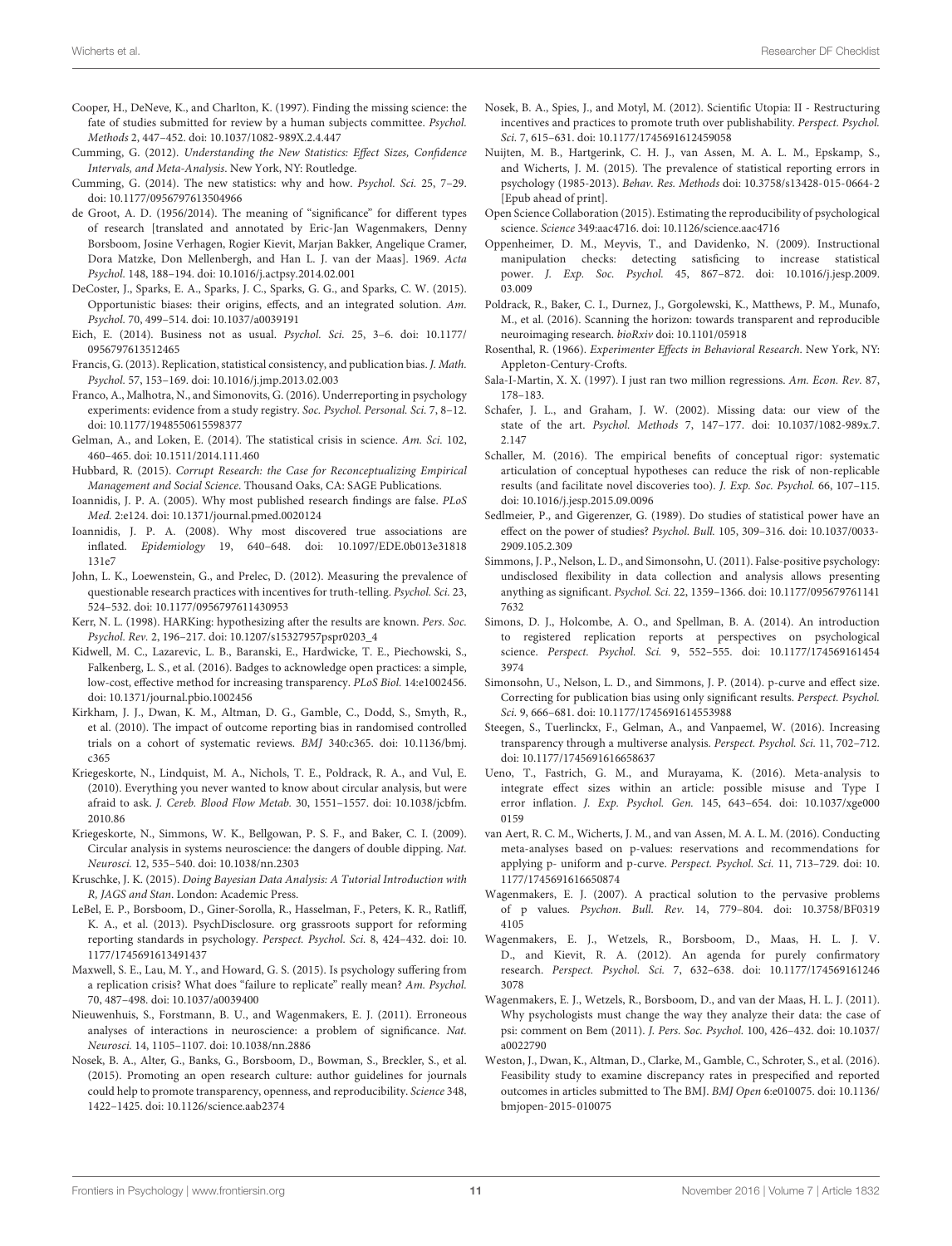Cooper, H., DeNeve, K., and Charlton, K. (1997). Finding the missing science: the fate of studies submitted for review by a human subjects committee. *Psychol. Methods* 2, 447–452. doi: 10.1037/1082-989X.2.4.447

Cumming, G. (2012). *Understanding the New Statistics: Effect Sizes, Confidence Intervals, and Meta-Analysis*. New York, NY: Routledge.

Cumming, G. (2014). The new statistics: why and how. *Psychol. Sci.* 25, 7–29. doi: 10.1177/0956797613504966

de Groot, A. D. (1956/2014). The meaning of "significance" for different types of research [translated and annotated by Eric-Jan Wagenmakers, Denny Borsboom, Josine Verhagen, Rogier Kievit, Marjan Bakker, Angelique Cramer, Dora Matzke, Don Mellenbergh, and Han L. J. van der Maas]. 1969. *Acta Psychol.* 148, 188–194. doi: 10.1016/j.actpsy.2014.02.001

DeCoster, J., Sparks, E. A., Sparks, J. C., Sparks, G. G., and Sparks, C. W. (2015). Opportunistic biases: their origins, effects, and an integrated solution. *Am. Psychol.* 70, 499–514. doi: 10.1037/a0039191

Eich, E. (2014). Business not as usual. *Psychol. Sci.* 25, 3–6. doi: 10.1177/0956797613512465

Francis, G. (2013). Replication, statistical consistency, and publication bias. *J. Math. Psychol.* 57, 153–169. doi: 10.1016/j.jmp.2013.02.003

Franco, A., Malhotra, N., and Simonovits, G. (2016). Underreporting in psychology experiments: evidence from a study registry. *Soc. Psychol. Personal. Sci.* 7, 8–12. doi: 10.1177/1948550615598377

Gelman, A., and Loken, E. (2014). The statistical crisis in science. *Am. Sci.* 102, 460–465. doi: 10.1511/2014.111.460

Hubbard, R. (2015). *Corrupt Research: the Case for Reconceptualizing Empirical Management and Social Science*. Thousand Oaks, CA: SAGE Publications.

Ioannidis, J. P. A. (2005). Why most published research findings are false. *PLoS Med.* 2:e124. doi: 10.1371/journal.pmed.0020124

Ioannidis, J. P. A. (2008). Why most discovered true associations are inflated. *Epidemiology* 19, 640–648. doi: 10.1097/EDE.0b013e31818131e7

John, L. K., Loewenstein, G., and Prelec, D. (2012). Measuring the prevalence of questionable research practices with incentives for truth-telling. *Psychol. Sci.* 23, 524–532. doi: 10.1177/0956797611430953

Kerr, N. L. (1998). HARKing: hypothesizing after the results are known. *Pers. Soc. Psychol. Rev.* 2, 196–217. doi: 10.1207/s15327957pspr0203_4

Kidwell, M. C., Lazarevic, L. B., Baranski, E., Hardwicke, T. E., Piechowski, S., Falkenberg, L. S., et al. (2016). Badges to acknowledge open practices: a simple, low-cost, effective method for increasing transparency. *PLoS Biol.* 14:e1002456. doi: 10.1371/journal.pbio.1002456

Kirkham, J. J., Dwan, K. M., Altman, D. G., Gamble, C., Dodd, S., Smyth, R., et al. (2010). The impact of outcome reporting bias in randomised controlled trials on a cohort of systematic reviews. *BMJ* 340:c365. doi: 10.1136/bmj.c365

Kriegeskorte, N., Lindquist, M. A., Nichols, T. E., Poldrack, R. A., and Vul, E. (2010). Everything you never wanted to know about circular analysis, but were afraid to ask. *J. Cereb. Blood Flow Metab.* 30, 1551–1557. doi: 10.1038/jcbfm.2010.86

Kriegeskorte, N., Simmons, W. K., Bellgowan, P. S. F., and Baker, C. I. (2009). Circular analysis in systems neuroscience: the dangers of double dipping. *Nat. Neurosci.* 12, 535–540. doi: 10.1038/nn.2303

Kruschke, J. K. (2015). *Doing Bayesian Data Analysis: A Tutorial Introduction with R, JAGS and Stan*. London: Academic Press.

LeBel, E. P., Borsboom, D., Giner-Sorolla, R., Hasselman, F., Peters, K. R., Ratliff, K. A., et al. (2013). PsychDisclosure. org grassroots support for reforming reporting standards in psychology. *Perspect. Psychol. Sci.* 8, 424–432. doi: 10.1177/1745691613491437

Maxwell, S. E., Lau, M. Y., and Howard, G. S. (2015). Is psychology suffering from a replication crisis? What does "failure to replicate" really mean? *Am. Psychol.* 70, 487–498. doi: 10.1037/a0039400

Nieuwenhuis, S., Forstmann, B. U., and Wagenmakers, E. J. (2011). Erroneous analyses of interactions in neuroscience: a problem of significance. *Nat. Neurosci.* 14, 1105–1107. doi: 10.1038/nn.2886

Nosek, B. A., Alter, G., Banks, G., Borsboom, D., Bowman, S., Breckler, S., et al. (2015). Promoting an open research culture: author guidelines for journals could help to promote transparency, openness, and reproducibility. *Science* 348, 1422–1425. doi: 10.1126/science.aab2374

Nosek, B. A., Spies, J., and Motyl, M. (2012). Scientific Utopia: II - Restructuring incentives and practices to promote truth over publishability. *Perspect. Psychol. Sci.* 7, 615–631. doi: 10.1177/1745691612459058

Nuijten, M. B., Hartgerink, C. H. J., van Assen, M. A. L. M., Epskamp, S., and Wicherts, J. M. (2015). The prevalence of statistical reporting errors in psychology (1985-2013). *Behav. Res. Methods* doi: 10.3758/s13428-015-0664-2 [Epub ahead of print].

Open Science Collaboration (2015). Estimating the reproducibility of psychological science. *Science* 349:aac4716. doi: 10.1126/science.aac4716

Oppenheimer, D. M., Meyvis, T., and Davidenko, N. (2009). Instructional manipulation checks: detecting satisficing to increase statistical power. *J. Exp. Soc. Psychol.* 45, 867–872. doi: 10.1016/j.jesp.2009.03.009

Poldrack, R., Baker, C. I., Durnez, J., Gorgolewski, K., Matthews, P. M., Munafo, M., et al. (2016). Scanning the horizon: towards transparent and reproducible neuroimaging research. *bioRxiv* doi: 10.1101/05918

Rosenthal, R. (1966). *Experimenter Effects in Behavioral Research*. New York, NY: Appleton-Century-Crofts.

Sala-I-Martin, X. X. (1997). I just ran two million regressions. *Am. Econ. Rev.* 87, 178–183.

Schafer, J. L., and Graham, J. W. (2002). Missing data: our view of the state of the art. *Psychol. Methods* 7, 147–177. doi: 10.1037/1082-989x.7.2.147

Schaller, M. (2016). The empirical benefits of conceptual rigor: systematic articulation of conceptual hypotheses can reduce the risk of non-replicable results (and facilitate novel discoveries too). *J. Exp. Soc. Psychol.* 66, 107–115. doi: 10.1016/j.jesp.2015.09.0096

Sedlmeier, P., and Gigerenzer, G. (1989). Do studies of statistical power have an effect on the power of studies? *Psychol. Bull.* 105, 309–316. doi: 10.1037/0033-2909.105.2.309

Simmons, J. P., Nelson, L. D., and Simonsohn, U. (2011). False-positive psychology: undisclosed flexibility in data collection and analysis allows presenting anything as significant. *Psychol. Sci.* 22, 1359–1366. doi: 10.1177/0956797611417632

Simons, D. J., Holcombe, A. O., and Spellman, B. A. (2014). An introduction to registered replication reports at perspectives on psychological science. *Perspect. Psychol. Sci.* 9, 552–555. doi: 10.1177/1745691614543974

Simonsohn, U., Nelson, L. D., and Simmons, J. P. (2014). p-curve and effect size. Correcting for publication bias using only significant results. *Perspect. Psychol. Sci.* 9, 666–681. doi: 10.1177/1745691614553988

Steegen, S., Tuerlinckx, F., Gelman, A., and Vanpaemel, W. (2016). Increasing transparency through a multiverse analysis. *Perspect. Psychol. Sci.* 11, 702–712. doi: 10.1177/1745691616658637

Ueno, T., Fastrich, G. M., and Murayama, K. (2016). Meta-analysis to integrate effect sizes within an article: possible misuse and Type I error inflation. *J. Exp. Psychol. Gen.* 145, 643–654. doi: 10.1037/xge0000159

van Aert, R. C. M., Wicherts, J. M., and van Assen, M. A. L. M. (2016). Conducting meta-analyses based on p-values: reservations and recommendations for applying p- uniform and p-curve. *Perspect. Psychol. Sci.* 11, 713–729. doi: 10.1177/1745691616650874

Wagenmakers, E. J. (2007). A practical solution to the pervasive problems of p values. *Psychon. Bull. Rev.* 14, 779–804. doi: 10.3758/BF03194105

Wagenmakers, E. J., Wetzels, R., Borsboom, D., Maas, H. L. J. V. D., and Kievit, R. A. (2012). An agenda for purely confirmatory research. *Perspect. Psychol. Sci.* 7, 632–638. doi: 10.1177/1745691612463078

Wagenmakers, E. J., Wetzels, R., Borsboom, D., and van der Maas, H. L. J. (2011). Why psychologists must change the way they analyze their data: the case of psi: comment on Bem (2011). *J. Pers. Soc. Psychol.* 100, 426–432. doi: 10.1037/a0022790

Weston, J., Dwan, K., Altman, D., Clarke, M., Gamble, C., Schroter, S., et al. (2016). Feasibility study to examine discrepancy rates in prespecified and reported outcomes in articles submitted to The BMJ. *BMJ Open* 6:e010075. doi: 10.1136/bmjopen-2015-010075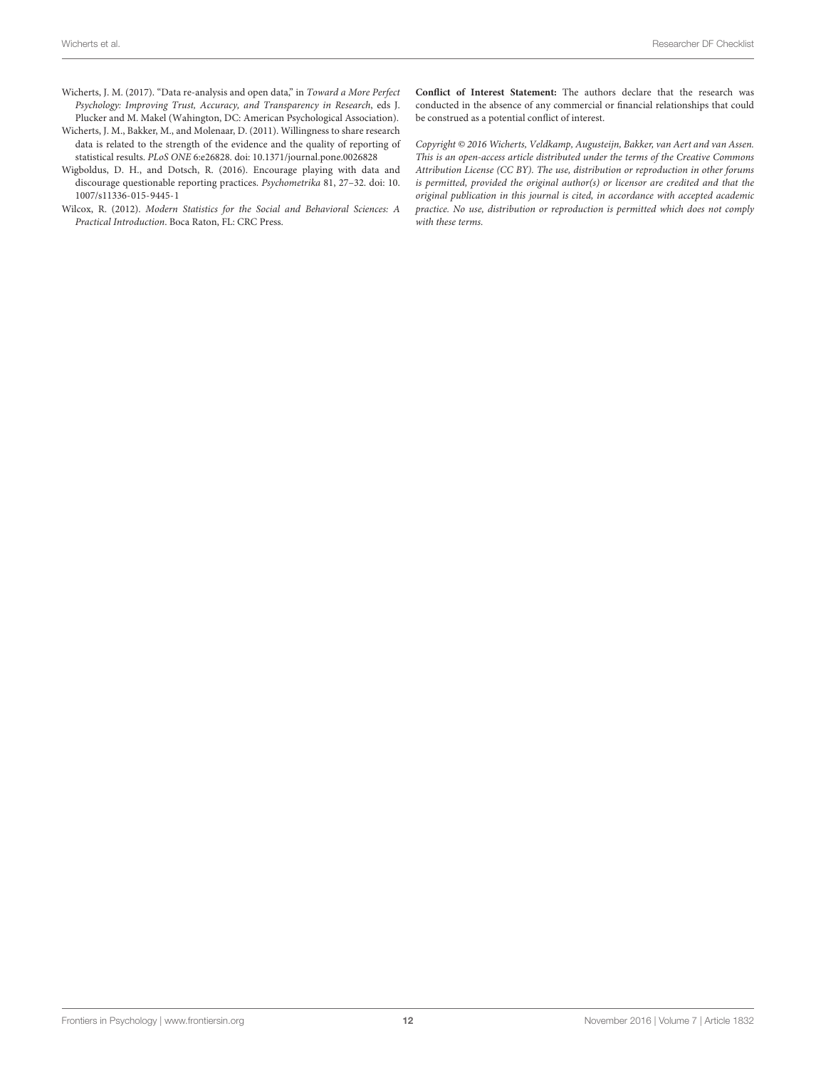Wicherts, J. M. (2017). "Data re-analysis and open data," in *Toward a More Perfect Psychology: Improving Trust, Accuracy, and Transparency in Research*, eds J. Plucker and M. Makel (Wahington, DC: American Psychological Association).

Wicherts, J. M., Bakker, M., and Molenaar, D. (2011). Willingness to share research data is related to the strength of the evidence and the quality of reporting of statistical results. *PLoS ONE* 6:e26828. doi: 10.1371/journal.pone.0026828

Wigboldus, D. H., and Dotsch, R. (2016). Encourage playing with data and discourage questionable reporting practices. *Psychometrika* 81, 27–32. doi: 10.1007/s11336-015-9445-1

Wilcox, R. (2012). *Modern Statistics for the Social and Behavioral Sciences: A Practical Introduction*. Boca Raton, FL: CRC Press.

**Conflict of Interest Statement:** The authors declare that the research was conducted in the absence of any commercial or financial relationships that could be construed as a potential conflict of interest.

*Copyright © 2016 Wicherts, Veldkamp, Augusteijn, Bakker, van Aert and van Assen. This is an open-access article distributed under the terms of the Creative Commons Attribution License (CC BY). The use, distribution or reproduction in other forums is permitted, provided the original author(s) or licensor are credited and that the original publication in this journal is cited, in accordance with accepted academic practice. No use, distribution or reproduction is permitted which does not comply with these terms.*